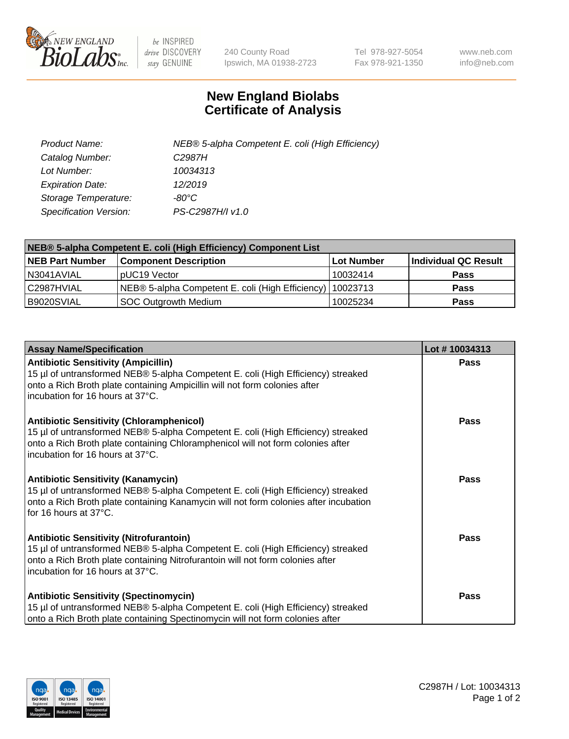# New England Biolabs Certificate of Analysis

| | |
|---|---|
| *Product Name:* | *NEB® 5-alpha Competent E. coli (High Efficiency)* |
| *Catalog Number:* | *C2987H* |
| *Lot Number:* | *10034313* |
| *Expiration Date:* | *12/2019* |
| *Storage Temperature:* | *-80°C* |
| *Specification Version:* | *PS-C2987H/I v1.0* |

| NEB® 5-alpha Competent E. coli (High Efficiency) Component List | | | |
|---|---|---|---|
| **NEB Part Number** | **Component Description** | **Lot Number** | **Individual QC Result** |
| N3041AVIAL | pUC19 Vector | 10032414 | **Pass** |
| C2987HVIAL | NEB® 5-alpha Competent E. coli (High Efficiency) | 10023713 | **Pass** |
| B9020SVIAL | SOC Outgrowth Medium | 10025234 | **Pass** |

| Assay Name/Specification | Lot # 10034313 |
|---|---|
| **Antibiotic Sensitivity (Ampicillin)** 15 µl of untransformed NEB® 5-alpha Competent E. coli (High Efficiency) streaked onto a Rich Broth plate containing Ampicillin will not form colonies after incubation for 16 hours at 37°C. | **Pass** |
| **Antibiotic Sensitivity (Chloramphenicol)** 15 µl of untransformed NEB® 5-alpha Competent E. coli (High Efficiency) streaked onto a Rich Broth plate containing Chloramphenicol will not form colonies after incubation for 16 hours at 37°C. | **Pass** |
| **Antibiotic Sensitivity (Kanamycin)** 15 µl of untransformed NEB® 5-alpha Competent E. coli (High Efficiency) streaked onto a Rich Broth plate containing Kanamycin will not form colonies after incubation for 16 hours at 37°C. | **Pass** |
| **Antibiotic Sensitivity (Nitrofurantoin)** 15 µl of untransformed NEB® 5-alpha Competent E. coli (High Efficiency) streaked onto a Rich Broth plate containing Nitrofurantoin will not form colonies after incubation for 16 hours at 37°C. | **Pass** |
| **Antibiotic Sensitivity (Spectinomycin)** 15 µl of untransformed NEB® 5-alpha Competent E. coli (High Efficiency) streaked onto a Rich Broth plate containing Spectinomycin will not form colonies after | **Pass** |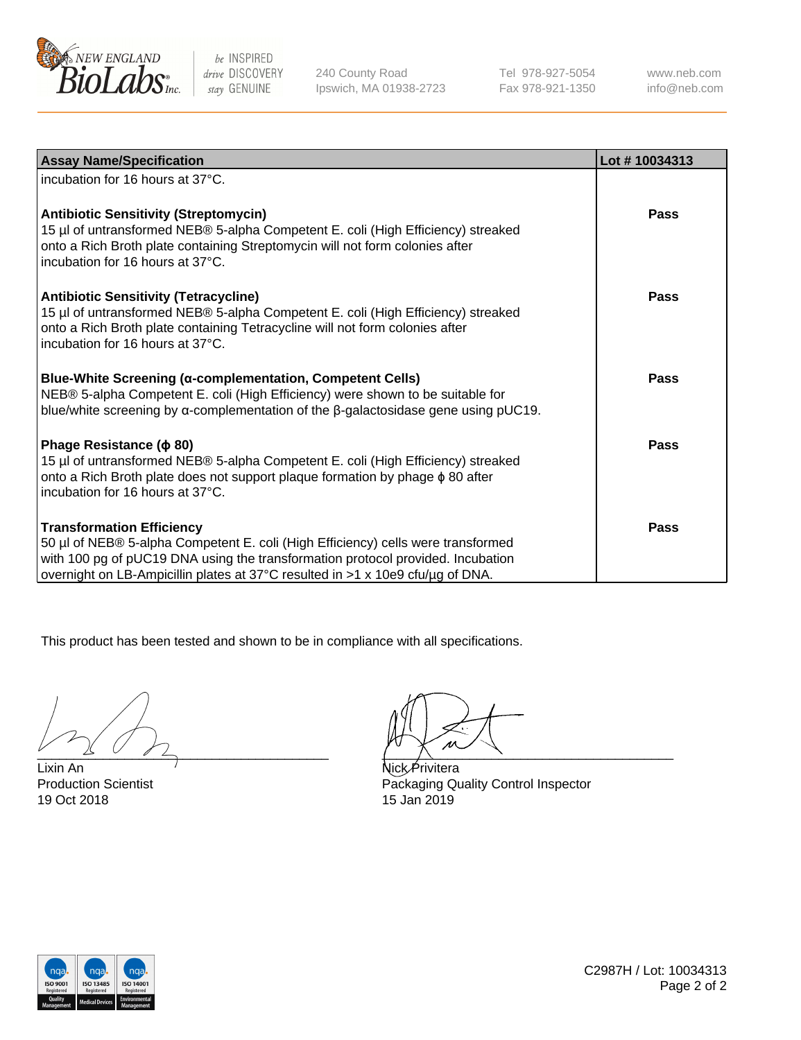| Assay Name/Specification | Lot # 10034313 |
|---|---|
| incubation for 16 hours at 37°C. | |
| **Antibiotic Sensitivity (Streptomycin)**<br>15 µl of untransformed NEB® 5-alpha Competent E. coli (High Efficiency) streaked onto a Rich Broth plate containing Streptomycin will not form colonies after incubation for 16 hours at 37°C. | Pass |
| **Antibiotic Sensitivity (Tetracycline)**<br>15 µl of untransformed NEB® 5-alpha Competent E. coli (High Efficiency) streaked onto a Rich Broth plate containing Tetracycline will not form colonies after incubation for 16 hours at 37°C. | Pass |
| **Blue-White Screening (α-complementation, Competent Cells)**<br>NEB® 5-alpha Competent E. coli (High Efficiency) were shown to be suitable for blue/white screening by α-complementation of the β-galactosidase gene using pUC19. | Pass |
| **Phage Resistance (ϕ 80)**<br>15 µl of untransformed NEB® 5-alpha Competent E. coli (High Efficiency) streaked onto a Rich Broth plate does not support plaque formation by phage ϕ 80 after incubation for 16 hours at 37°C. | Pass |
| **Transformation Efficiency**<br>50 µl of NEB® 5-alpha Competent E. coli (High Efficiency) cells were transformed with 100 pg of pUC19 DNA using the transformation protocol provided. Incubation overnight on LB-Ampicillin plates at 37°C resulted in >1 x 10e9 cfu/µg of DNA. | Pass |

This product has been tested and shown to be in compliance with all specifications.

Lixin An
Production Scientist
19 Oct 2018

Nick Privitera
Packaging Quality Control Inspector
15 Jan 2019

C2987H / Lot: 10034313